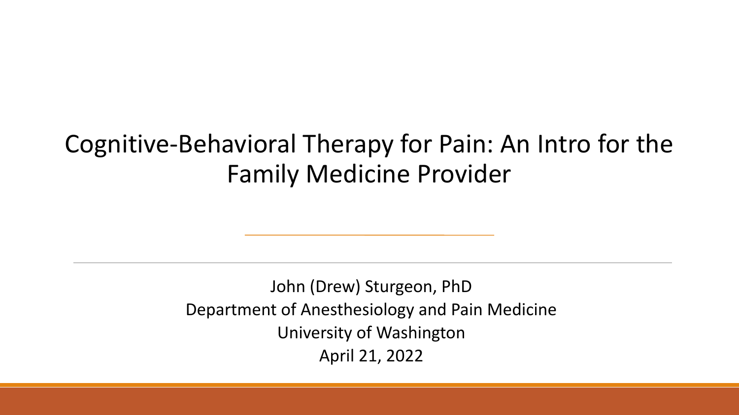# Cognitive-Behavioral Therapy for Pain: An Intro for the Family Medicine Provider

John (Drew) Sturgeon, PhD

Department of Anesthesiology and Pain Medicine

University of Washington

April 21, 2022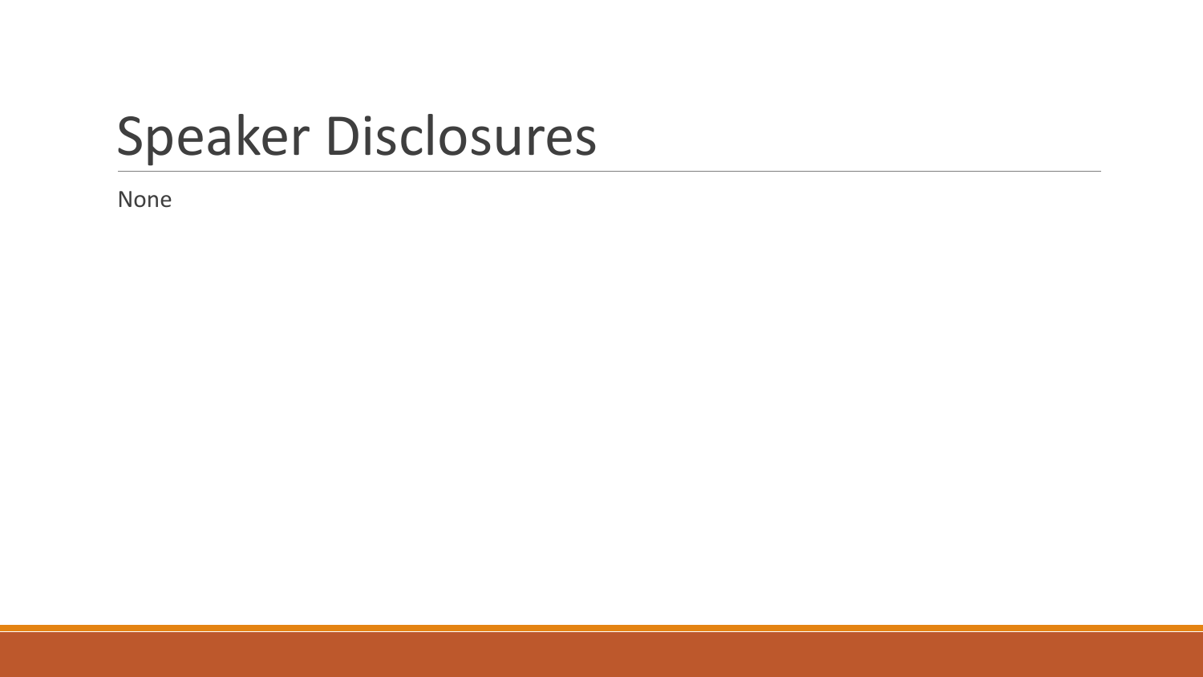# Speaker Disclosures

None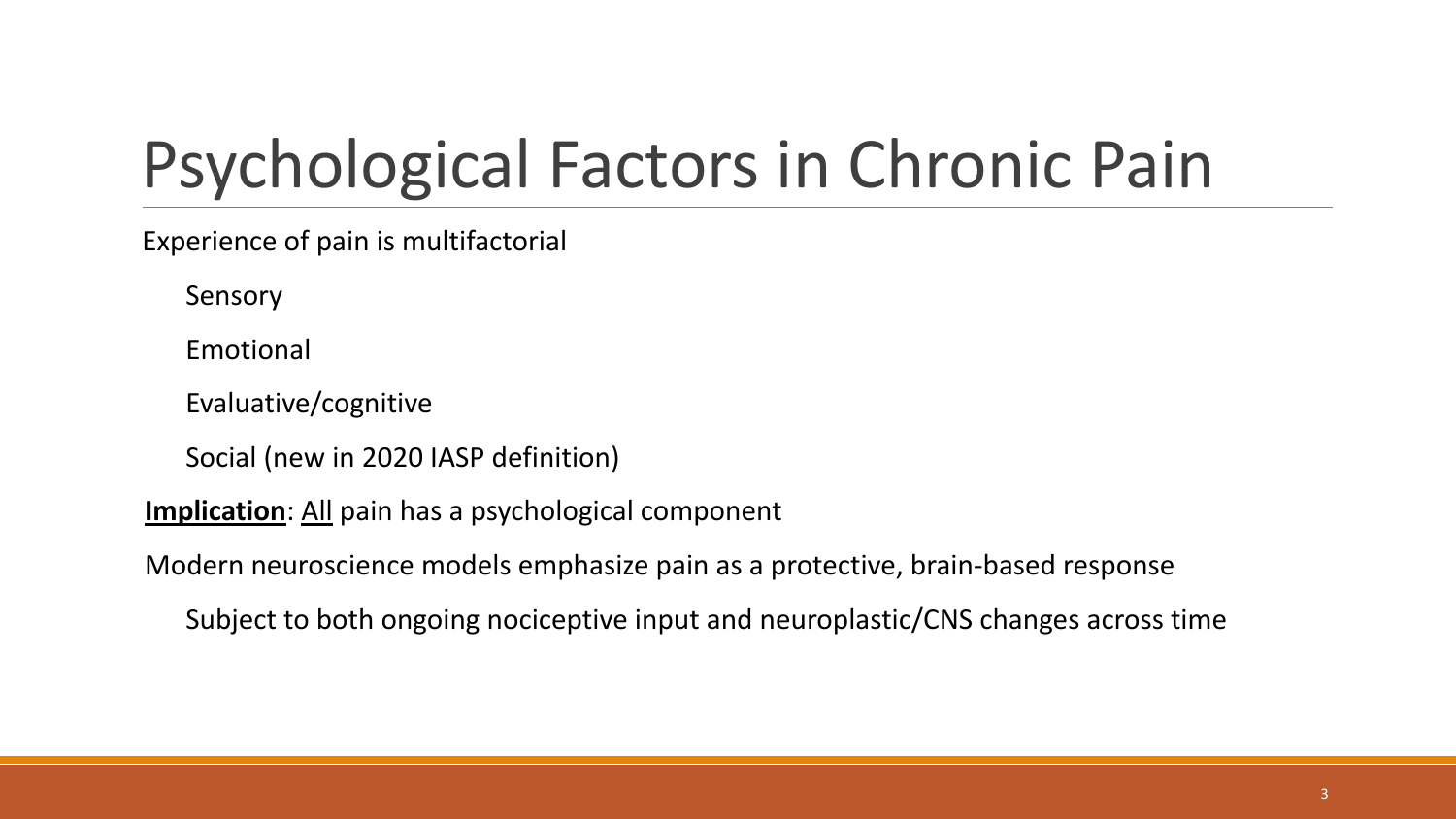# Psychological Factors in Chronic Pain

Experience of pain is multifactorial

- Sensory
- Emotional
- Evaluative/cognitive
- Social (new in 2020 IASP definition)

**Implication**: All pain has a psychological component

Modern neuroscience models emphasize pain as a protective, brain-based response

- Subject to both ongoing nociceptive input and neuroplastic/CNS changes across time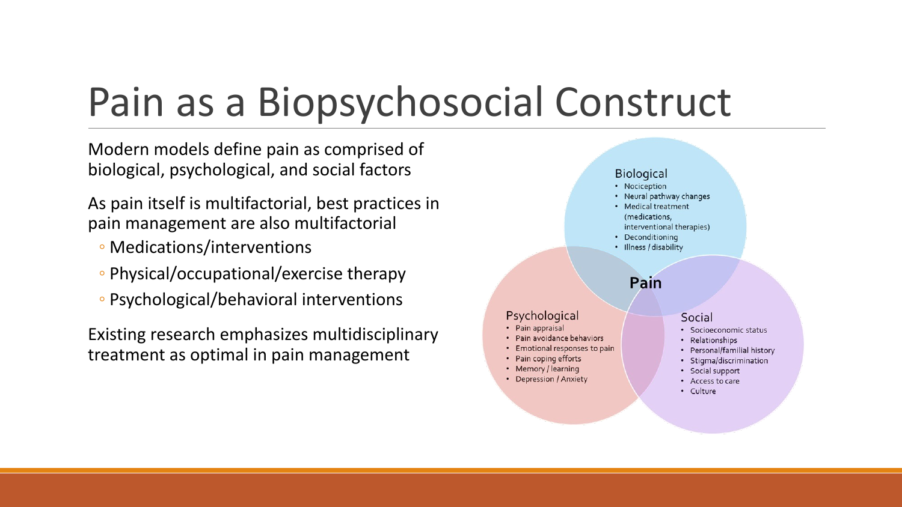# Pain as a Biopsychosocial Construct

Modern models define pain as comprised of biological, psychological, and social factors

As pain itself is multifactorial, best practices in pain management are also multifactorial

- Medications/interventions
- Physical/occupational/exercise therapy
- Psychological/behavioral interventions

Existing research emphasizes multidisciplinary treatment as optimal in pain management

**Pain**

Biological
- Nociception
- Neural pathway changes
- Medical treatment (medications, interventional therapies)
- Deconditioning
- Illness / disability

Psychological
- Pain appraisal
- Pain avoidance behaviors
- Emotional responses to pain
- Pain coping efforts
- Memory / learning
- Depression / Anxiety

Social
- Socioeconomic status
- Relationships
- Personal/familial history
- Stigma/discrimination
- Social support
- Access to care
- Culture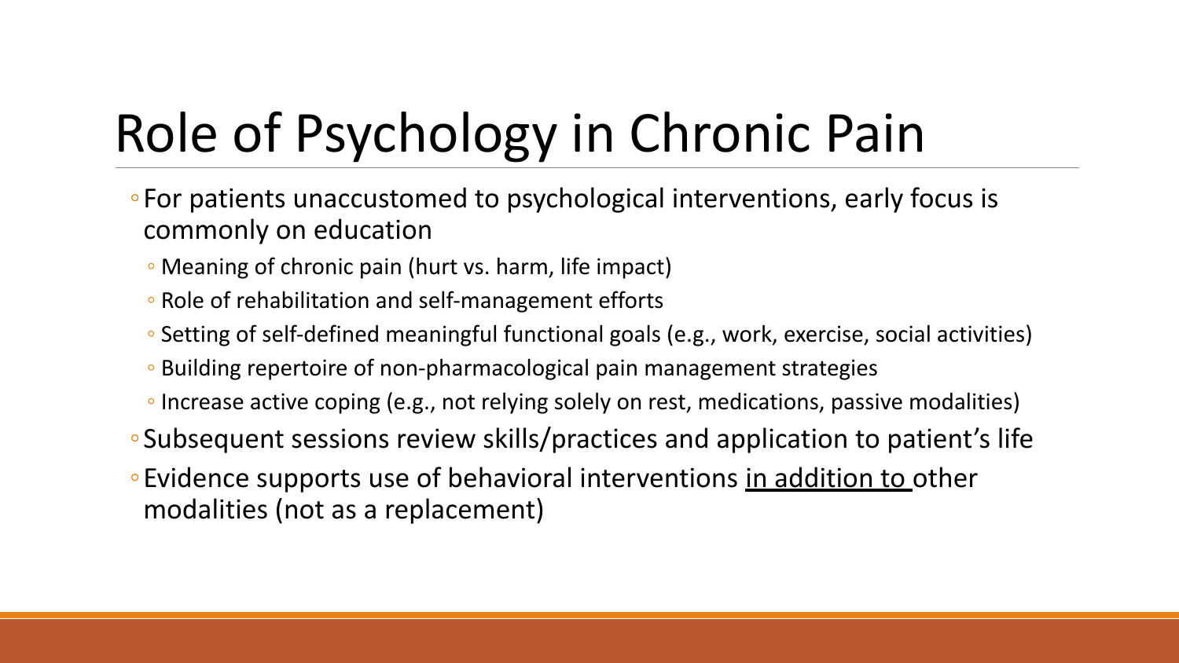# Role of Psychology in Chronic Pain

- For patients unaccustomed to psychological interventions, early focus is commonly on education
  - Meaning of chronic pain (hurt vs. harm, life impact)
  - Role of rehabilitation and self-management efforts
  - Setting of self-defined meaningful functional goals (e.g., work, exercise, social activities)
  - Building repertoire of non-pharmacological pain management strategies
  - Increase active coping (e.g., not relying solely on rest, medications, passive modalities)
- Subsequent sessions review skills/practices and application to patient's life
- Evidence supports use of behavioral interventions <u>in addition to</u> other modalities (not as a replacement)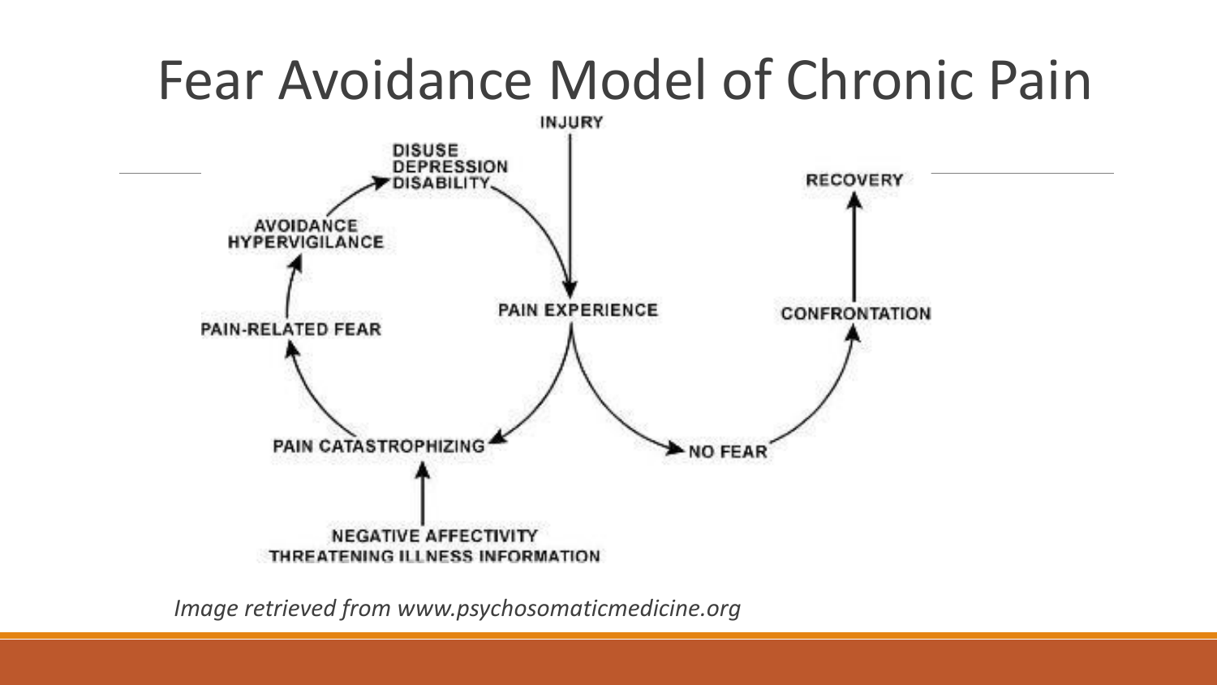# Fear Avoidance Model of Chronic Pain

INJURY

DISUSE
DEPRESSION
DISABILITY

RECOVERY

AVOIDANCE
HYPERVIGILANCE

PAIN EXPERIENCE

CONFRONTATION

PAIN-RELATED FEAR

PAIN CATASTROPHIZING

NO FEAR

NEGATIVE AFFECTIVITY
THREATENING ILLNESS INFORMATION

*Image retrieved from www.psychosomaticmedicine.org*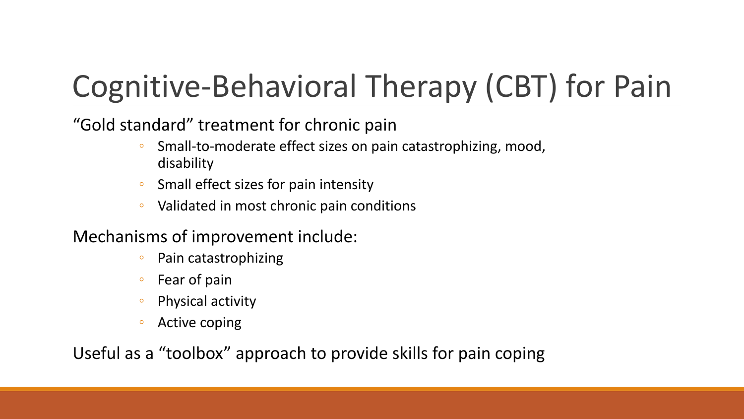# Cognitive-Behavioral Therapy (CBT) for Pain

"Gold standard" treatment for chronic pain

- Small-to-moderate effect sizes on pain catastrophizing, mood, disability
- Small effect sizes for pain intensity
- Validated in most chronic pain conditions

Mechanisms of improvement include:

- Pain catastrophizing
- Fear of pain
- Physical activity
- Active coping

Useful as a "toolbox" approach to provide skills for pain coping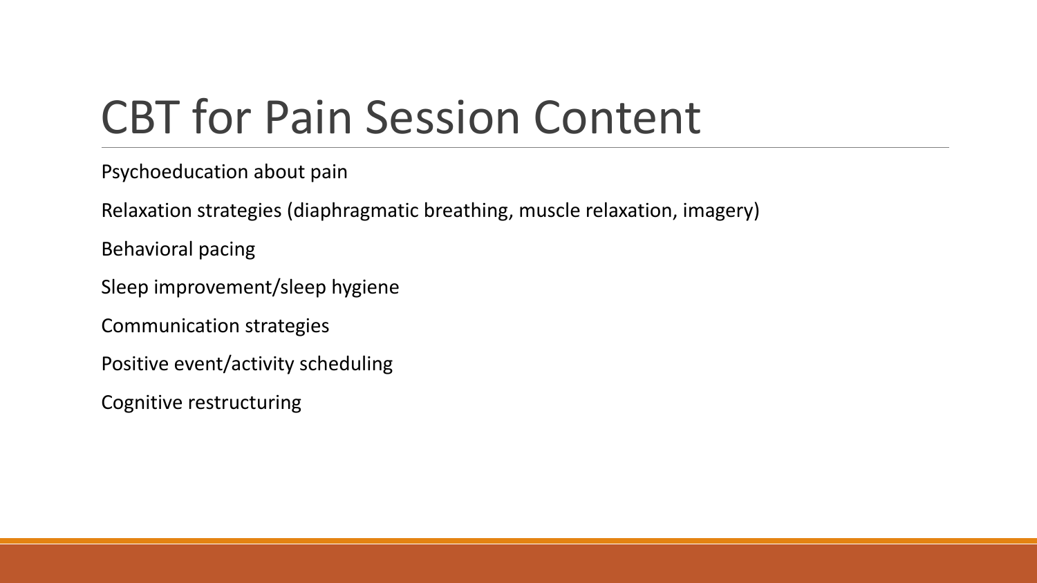# CBT for Pain Session Content

- Psychoeducation about pain
- Relaxation strategies (diaphragmatic breathing, muscle relaxation, imagery)
- Behavioral pacing
- Sleep improvement/sleep hygiene
- Communication strategies
- Positive event/activity scheduling
- Cognitive restructuring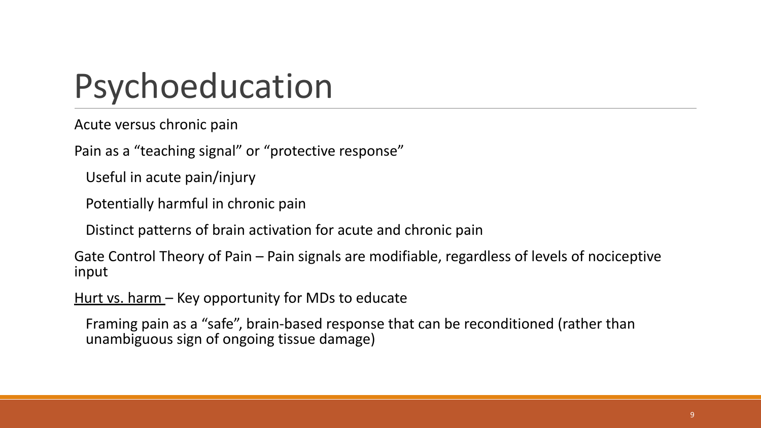# Psychoeducation

- Acute versus chronic pain
- Pain as a “teaching signal” or “protective response”
  - Useful in acute pain/injury
  - Potentially harmful in chronic pain
  - Distinct patterns of brain activation for acute and chronic pain
- Gate Control Theory of Pain – Pain signals are modifiable, regardless of levels of nociceptive input
- <u>Hurt vs. harm</u> – Key opportunity for MDs to educate
  - Framing pain as a “safe”, brain-based response that can be reconditioned (rather than unambiguous sign of ongoing tissue damage)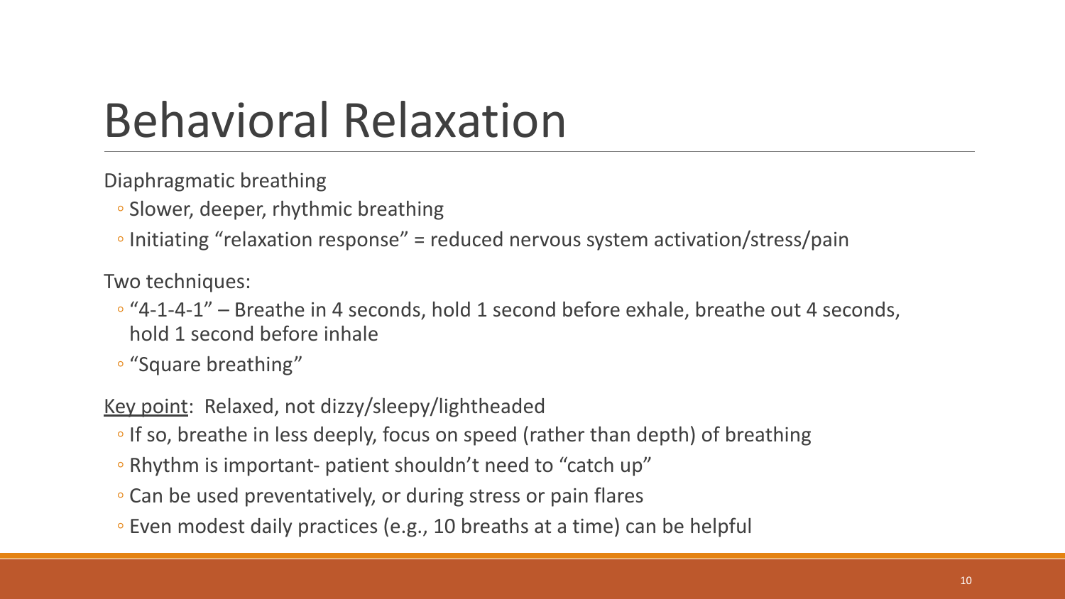# Behavioral Relaxation

Diaphragmatic breathing

- Slower, deeper, rhythmic breathing
- Initiating "relaxation response" = reduced nervous system activation/stress/pain

Two techniques:

- "4-1-4-1" – Breathe in 4 seconds, hold 1 second before exhale, breathe out 4 seconds, hold 1 second before inhale
- "Square breathing"

<u>Key point</u>: Relaxed, not dizzy/sleepy/lightheaded

- If so, breathe in less deeply, focus on speed (rather than depth) of breathing
- Rhythm is important- patient shouldn't need to "catch up"
- Can be used preventatively, or during stress or pain flares
- Even modest daily practices (e.g., 10 breaths at a time) can be helpful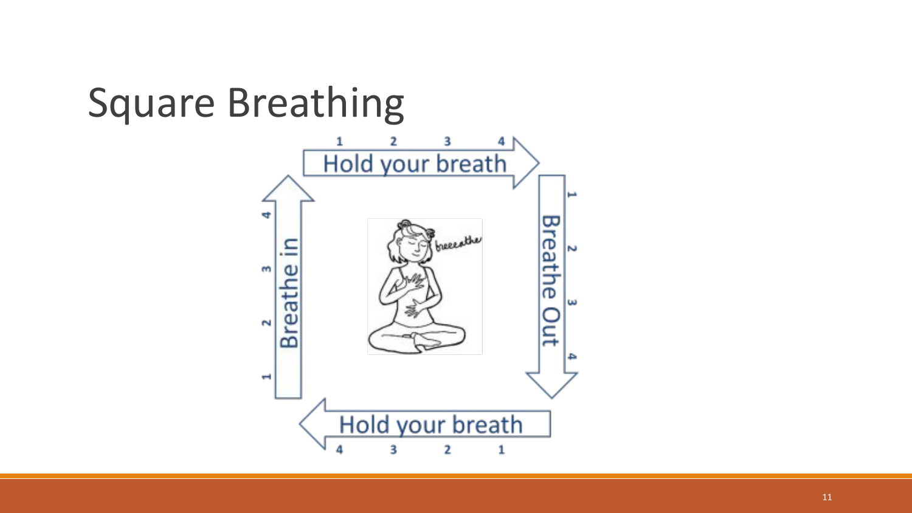# Square Breathing

1 2 3 4
Hold your breath

1 2 3 4
Breathe Out

4 3 2 1
Hold your breath

1 2 3 4
Breathe in

breeeathe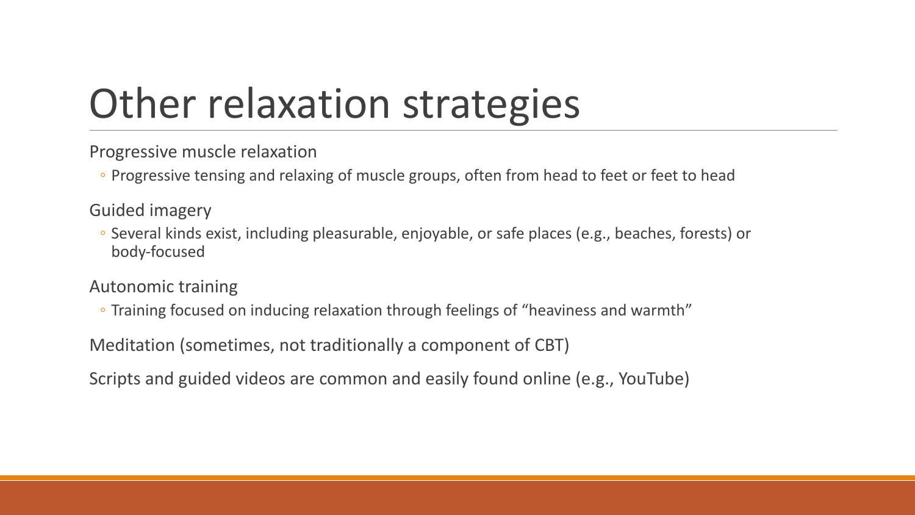# Other relaxation strategies

Progressive muscle relaxation

- Progressive tensing and relaxing of muscle groups, often from head to feet or feet to head

Guided imagery

- Several kinds exist, including pleasurable, enjoyable, or safe places (e.g., beaches, forests) or body-focused

Autonomic training

- Training focused on inducing relaxation through feelings of “heaviness and warmth”

Meditation (sometimes, not traditionally a component of CBT)

Scripts and guided videos are common and easily found online (e.g., YouTube)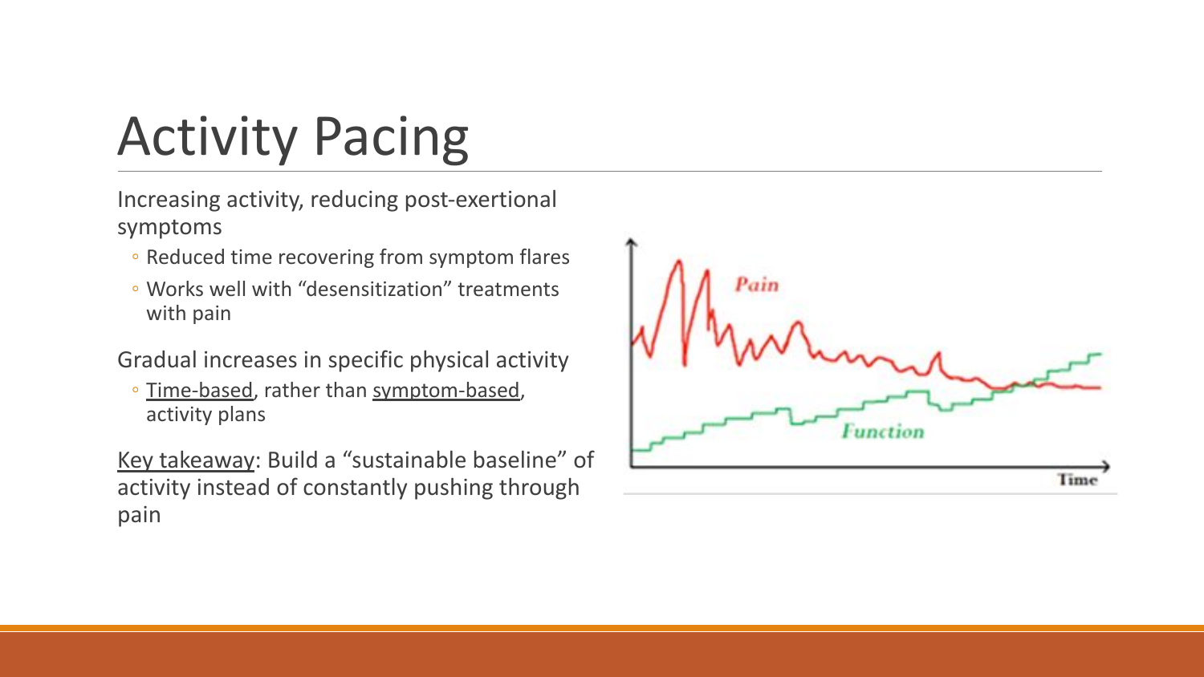# Activity Pacing

Increasing activity, reducing post-exertional symptoms

- Reduced time recovering from symptom flares
- Works well with "desensitization" treatments with pain

Gradual increases in specific physical activity

- Time-based, rather than symptom-based, activity plans

Key takeaway: Build a "sustainable baseline" of activity instead of constantly pushing through pain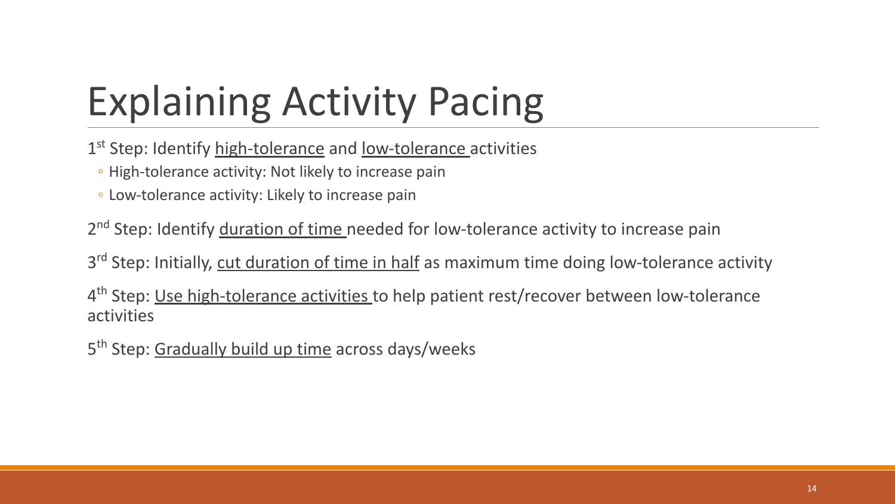# Explaining Activity Pacing

1st Step: Identify <u>high-tolerance</u> and <u>low-tolerance</u> activities

- High-tolerance activity: Not likely to increase pain
- Low-tolerance activity: Likely to increase pain

2nd Step: Identify <u>duration of time</u> needed for low-tolerance activity to increase pain

3rd Step: Initially, <u>cut duration of time in half</u> as maximum time doing low-tolerance activity

4th Step: <u>Use high-tolerance activities</u> to help patient rest/recover between low-tolerance activities

5th Step: <u>Gradually build up time</u> across days/weeks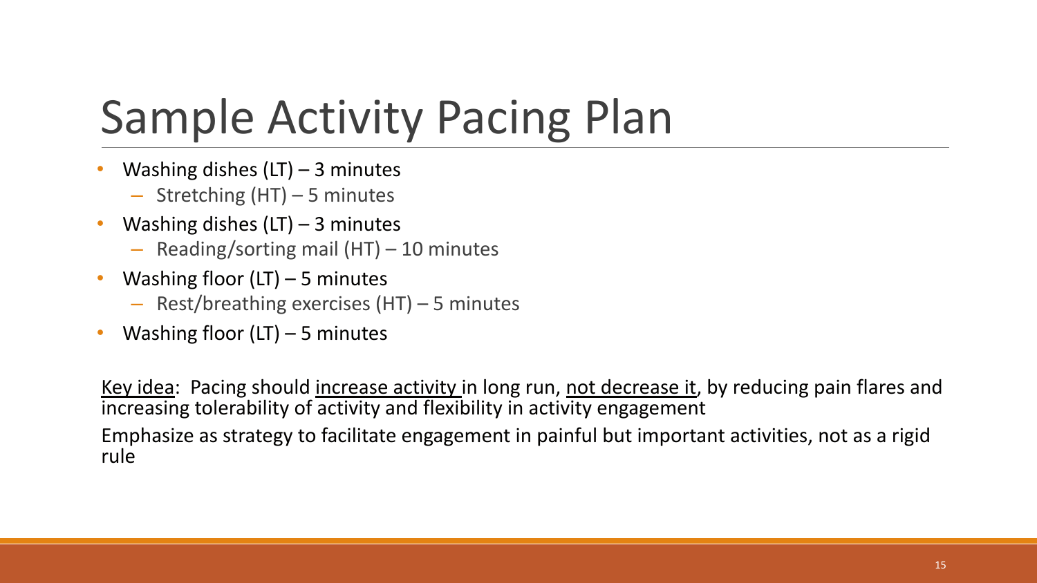# Sample Activity Pacing Plan

- Washing dishes (LT) – 3 minutes
  - Stretching (HT) – 5 minutes
- Washing dishes (LT) – 3 minutes
  - Reading/sorting mail (HT) – 10 minutes
- Washing floor (LT) – 5 minutes
  - Rest/breathing exercises (HT) – 5 minutes
- Washing floor (LT) – 5 minutes

<u>Key idea</u>: Pacing should <u>increase activity</u> in long run, <u>not decrease it</u>, by reducing pain flares and increasing tolerability of activity and flexibility in activity engagement

Emphasize as strategy to facilitate engagement in painful but important activities, not as a rigid rule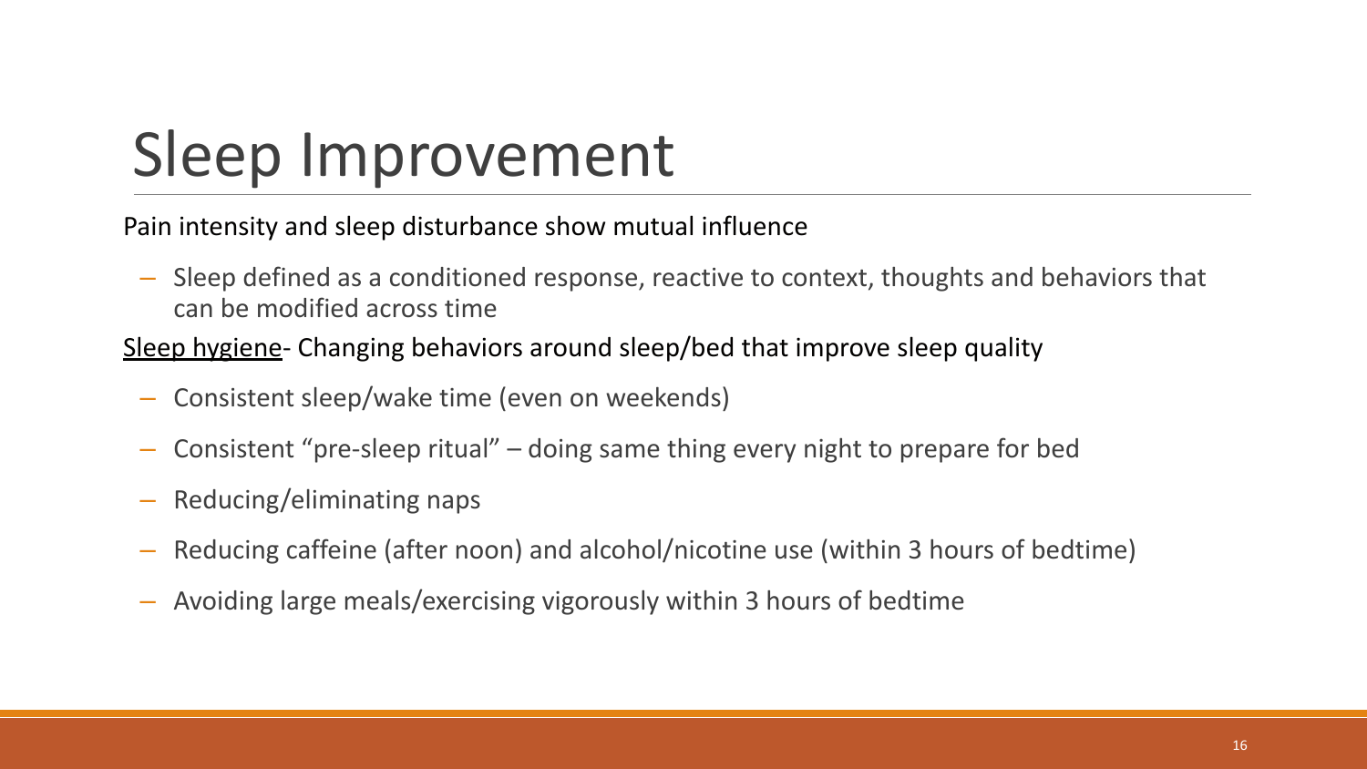# Sleep Improvement

Pain intensity and sleep disturbance show mutual influence

- Sleep defined as a conditioned response, reactive to context, thoughts and behaviors that can be modified across time

<u>Sleep hygiene</u>- Changing behaviors around sleep/bed that improve sleep quality

- Consistent sleep/wake time (even on weekends)
- Consistent "pre-sleep ritual" – doing same thing every night to prepare for bed
- Reducing/eliminating naps
- Reducing caffeine (after noon) and alcohol/nicotine use (within 3 hours of bedtime)
- Avoiding large meals/exercising vigorously within 3 hours of bedtime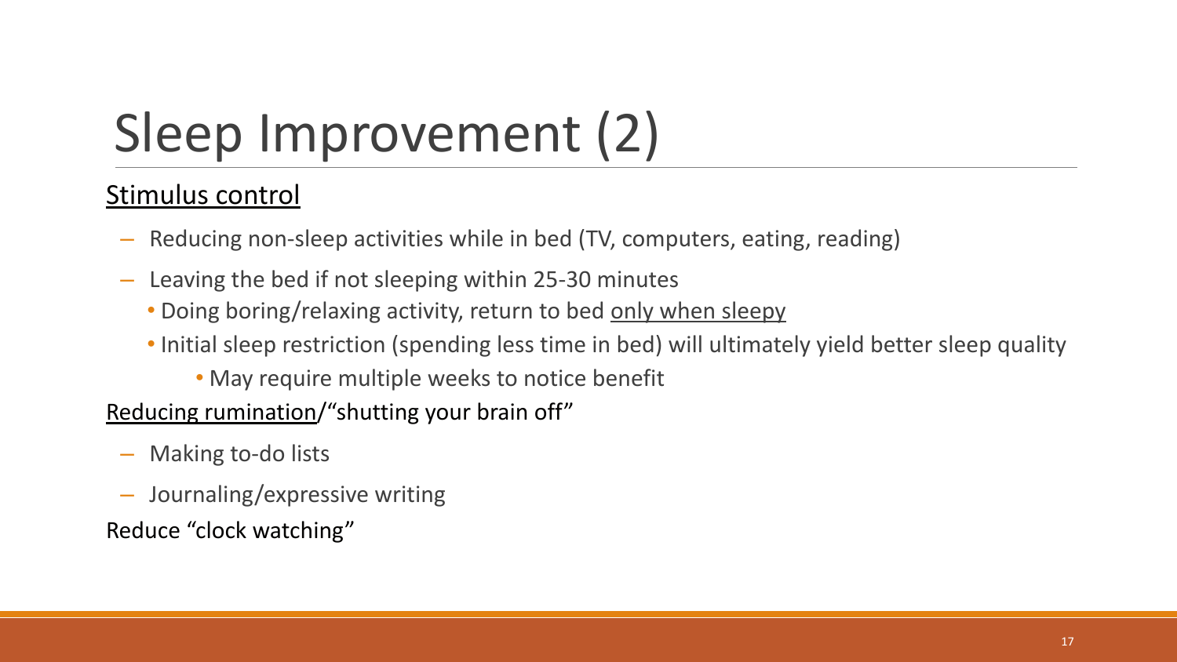# Sleep Improvement (2)

Stimulus control

- Reducing non-sleep activities while in bed (TV, computers, eating, reading)
- Leaving the bed if not sleeping within 25-30 minutes
  - Doing boring/relaxing activity, return to bed only when sleepy
  - Initial sleep restriction (spending less time in bed) will ultimately yield better sleep quality
    - May require multiple weeks to notice benefit

Reducing rumination/"shutting your brain off"

- Making to-do lists
- Journaling/expressive writing

Reduce "clock watching"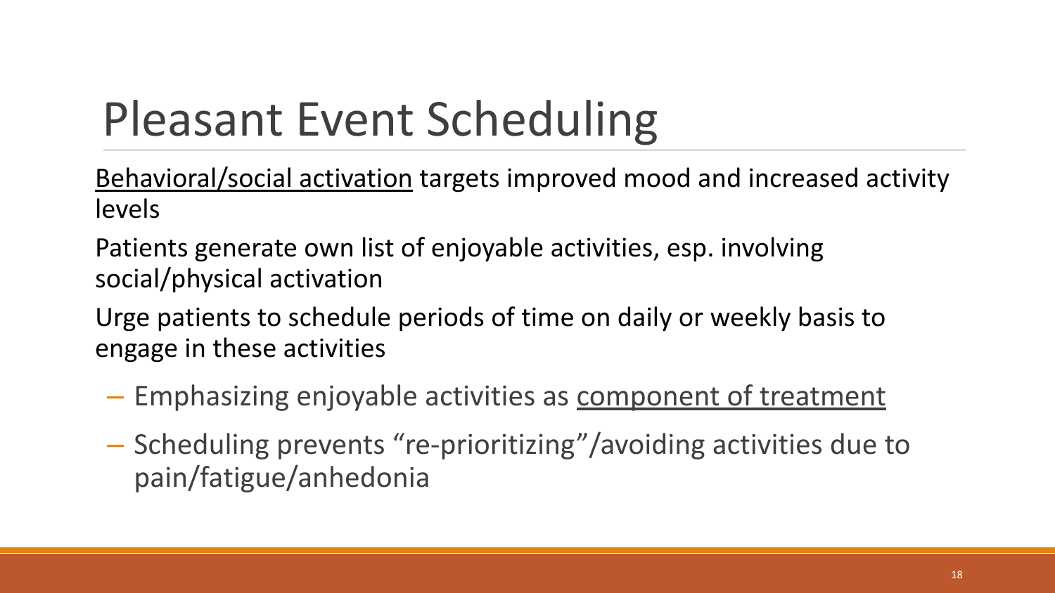# Pleasant Event Scheduling

Behavioral/social activation targets improved mood and increased activity levels

Patients generate own list of enjoyable activities, esp. involving social/physical activation

Urge patients to schedule periods of time on daily or weekly basis to engage in these activities

- Emphasizing enjoyable activities as component of treatment
- Scheduling prevents "re-prioritizing"/avoiding activities due to pain/fatigue/anhedonia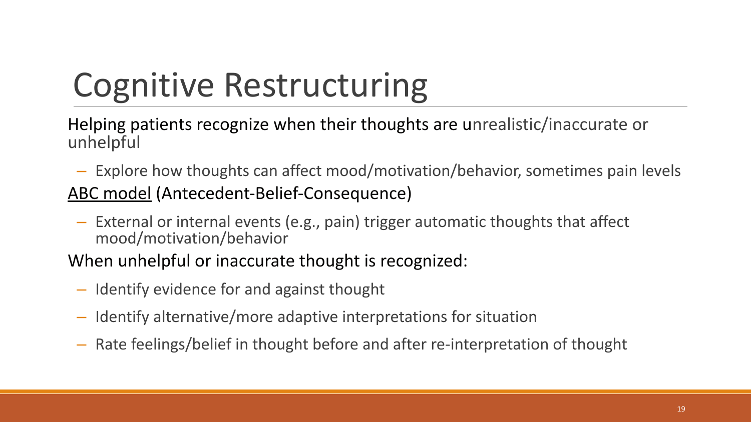# Cognitive Restructuring

Helping patients recognize when their thoughts are unrealistic/inaccurate or unhelpful

- Explore how thoughts can affect mood/motivation/behavior, sometimes pain levels

ABC model (Antecedent-Belief-Consequence)

- External or internal events (e.g., pain) trigger automatic thoughts that affect mood/motivation/behavior

When unhelpful or inaccurate thought is recognized:

- Identify evidence for and against thought
- Identify alternative/more adaptive interpretations for situation
- Rate feelings/belief in thought before and after re-interpretation of thought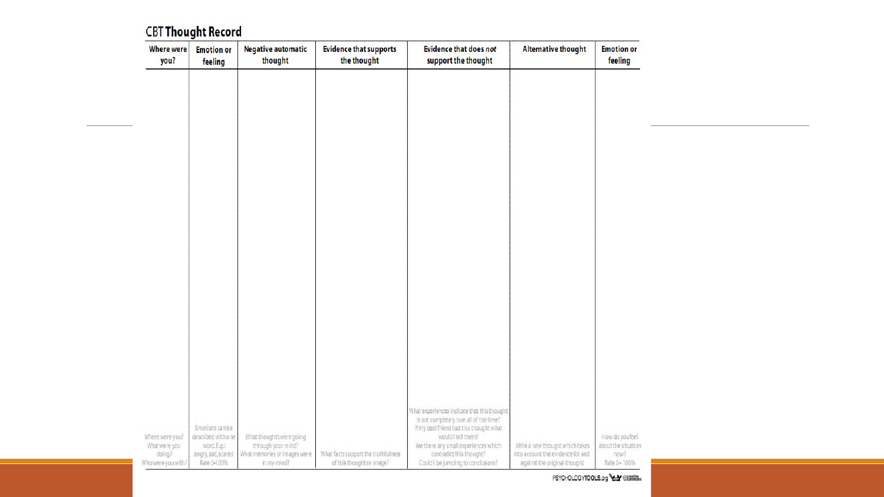## CBT Thought Record

| Where were you? | Emotion or feeling | Negative automatic thought | Evidence that supports the thought | Evidence that does *not* support the thought | Alternative thought | Emotion or feeling |
| --- | --- | --- | --- | --- | --- | --- |
| Where were you? What were you doing? Who were you with? | Emotions can be described with one word. E.g.: angry, sad, scared. Rate 0-100% | What thoughts were going through your mind? What memories or images were in my mind? | What facts support the truthfulness of this thought or image? | What experiences indicate that this thought is not completely true all of the time? If my best friend had this thought what would I tell them? Are there any small experiences which contradict this thought? Could I be jumping to conclusions? | Write a new thought which takes into account the evidence for and against the original thought | How do you feel about the situation now? Rate 0 - 100% |

PSYCHOLOGYTOOLS.org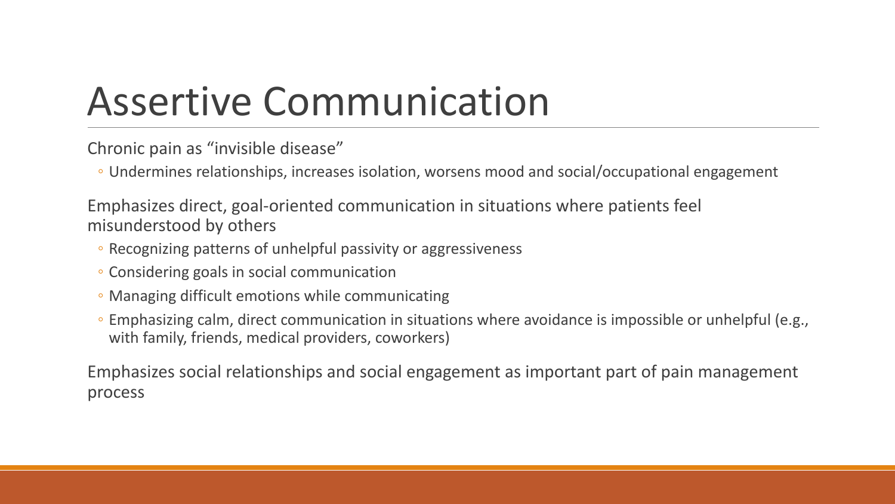# Assertive Communication

Chronic pain as "invisible disease"

- Undermines relationships, increases isolation, worsens mood and social/occupational engagement

Emphasizes direct, goal-oriented communication in situations where patients feel misunderstood by others

- Recognizing patterns of unhelpful passivity or aggressiveness
- Considering goals in social communication
- Managing difficult emotions while communicating
- Emphasizing calm, direct communication in situations where avoidance is impossible or unhelpful (e.g., with family, friends, medical providers, coworkers)

Emphasizes social relationships and social engagement as important part of pain management process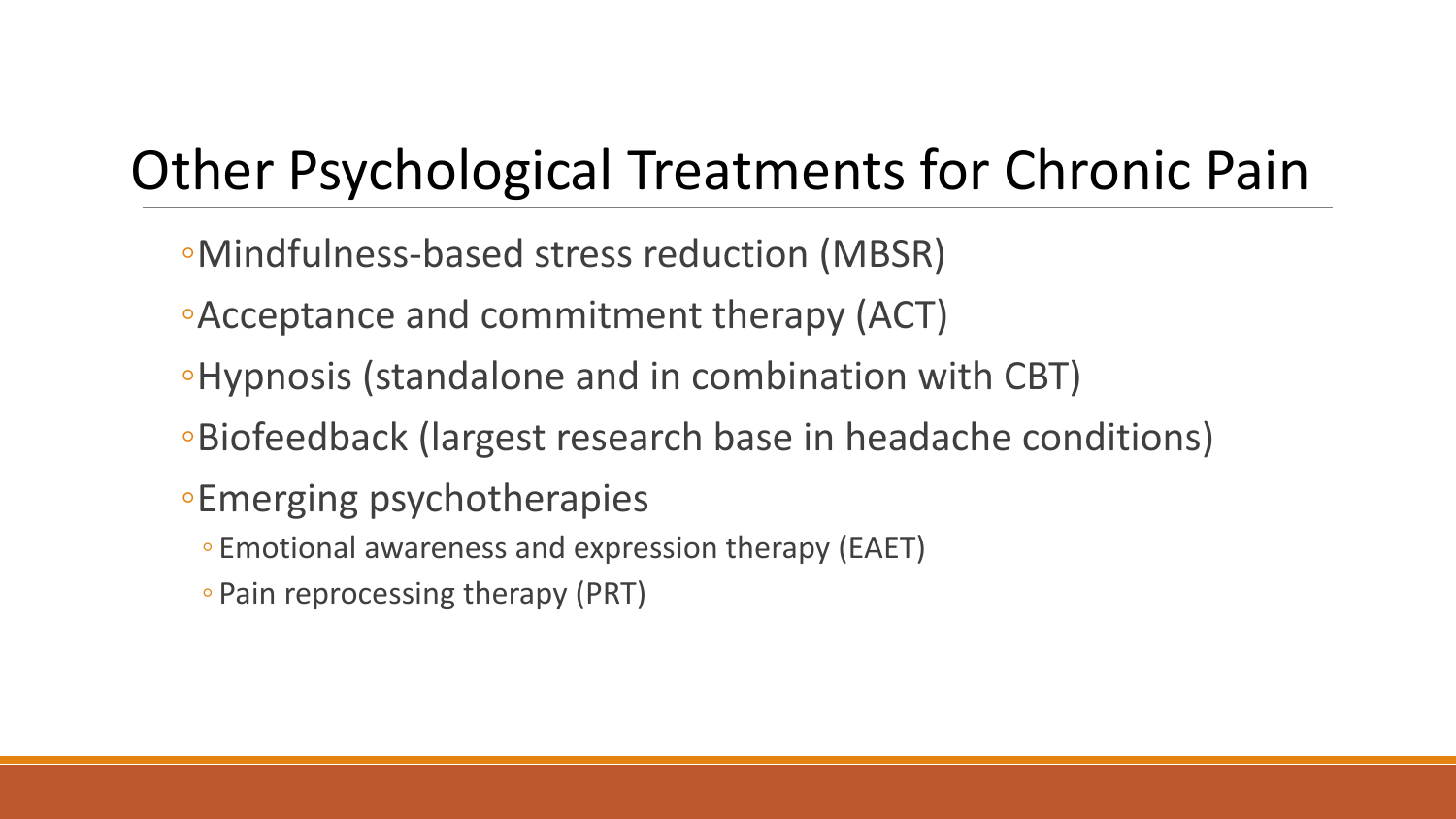# Other Psychological Treatments for Chronic Pain

- Mindfulness-based stress reduction (MBSR)
- Acceptance and commitment therapy (ACT)
- Hypnosis (standalone and in combination with CBT)
- Biofeedback (largest research base in headache conditions)
- Emerging psychotherapies
  - Emotional awareness and expression therapy (EAET)
  - Pain reprocessing therapy (PRT)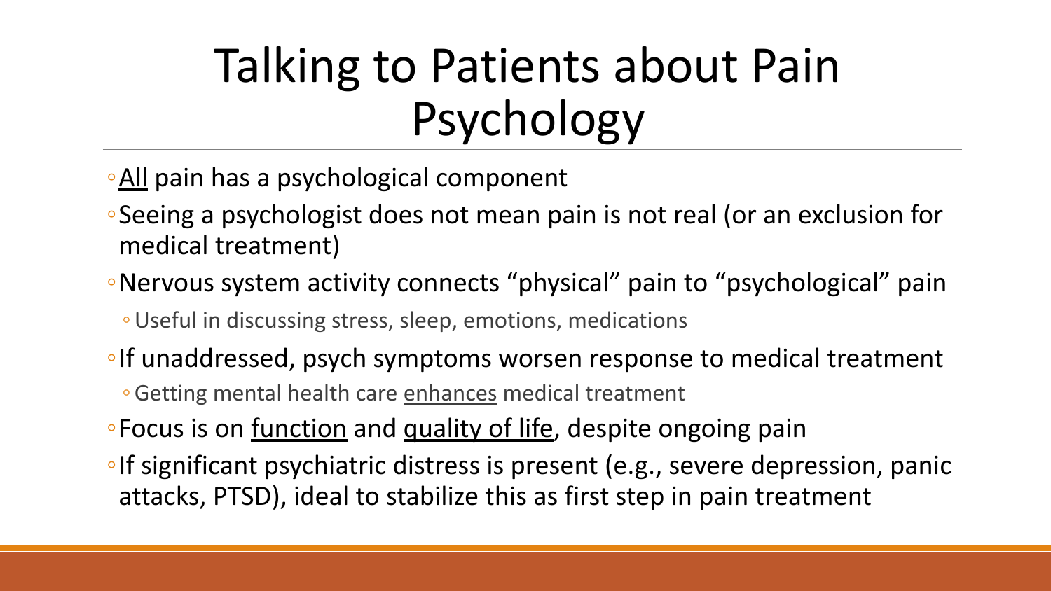# Talking to Patients about Pain Psychology

- <u>All</u> pain has a psychological component
- Seeing a psychologist does not mean pain is not real (or an exclusion for medical treatment)
- Nervous system activity connects "physical" pain to "psychological" pain
  - Useful in discussing stress, sleep, emotions, medications
- If unaddressed, psych symptoms worsen response to medical treatment
  - Getting mental health care <u>enhances</u> medical treatment
- Focus is on <u>function</u> and <u>quality of life</u>, despite ongoing pain
- If significant psychiatric distress is present (e.g., severe depression, panic attacks, PTSD), ideal to stabilize this as first step in pain treatment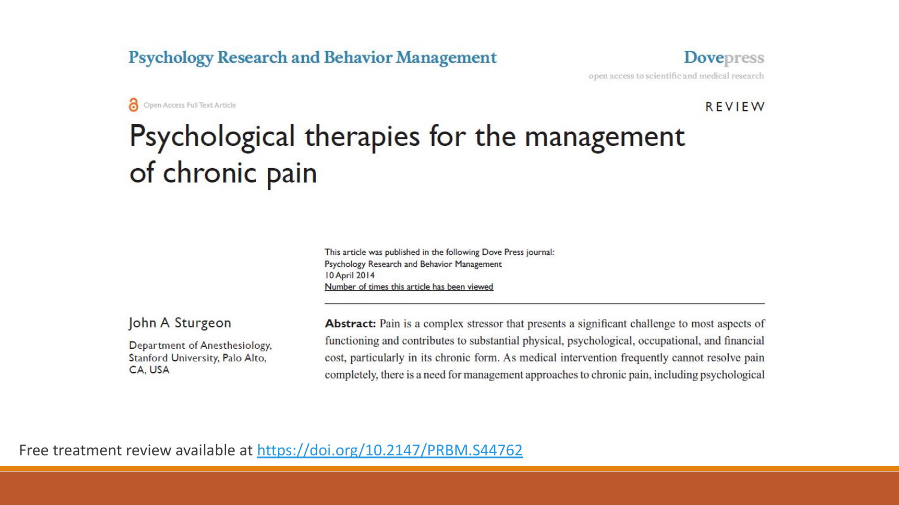**Psychology Research and Behavior Management**

**Dovepress**

open access to scientific and medical research

Open Access Full Text Article

REVIEW

# Psychological therapies for the management of chronic pain

This article was published in the following Dove Press journal:
Psychology Research and Behavior Management
10 April 2014
Number of times this article has been viewed

John A Sturgeon

Department of Anesthesiology, Stanford University, Palo Alto, CA, USA

**Abstract:** Pain is a complex stressor that presents a significant challenge to most aspects of functioning and contributes to substantial physical, psychological, occupational, and financial cost, particularly in its chronic form. As medical intervention frequently cannot resolve pain completely, there is a need for management approaches to chronic pain, including psychological

Free treatment review available at https://doi.org/10.2147/PRBM.S44762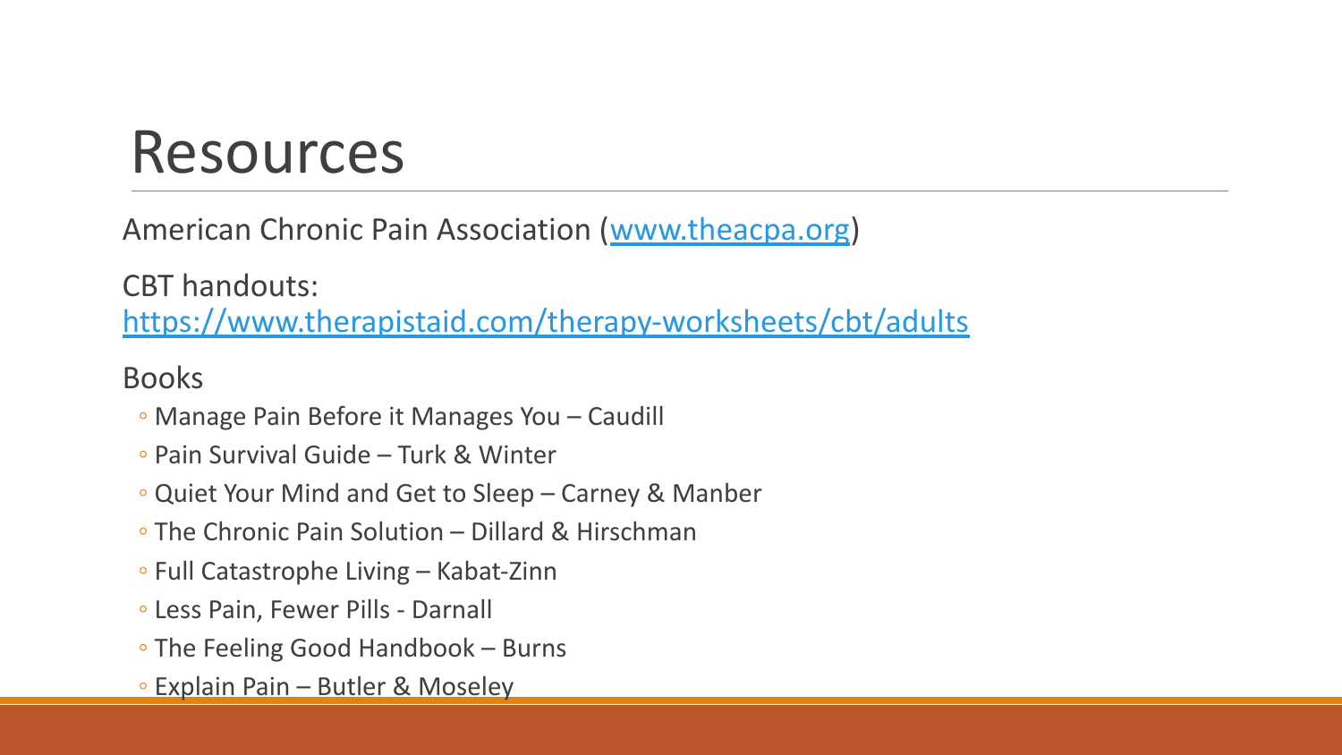# Resources

American Chronic Pain Association ([www.theacpa.org](http://www.theacpa.org))

CBT handouts:
[https://www.therapistaid.com/therapy-worksheets/cbt/adults](https://www.therapistaid.com/therapy-worksheets/cbt/adults)

Books

- Manage Pain Before it Manages You – Caudill
- Pain Survival Guide – Turk & Winter
- Quiet Your Mind and Get to Sleep – Carney & Manber
- The Chronic Pain Solution – Dillard & Hirschman
- Full Catastrophe Living – Kabat-Zinn
- Less Pain, Fewer Pills - Darnall
- The Feeling Good Handbook – Burns
- Explain Pain – Butler & Moseley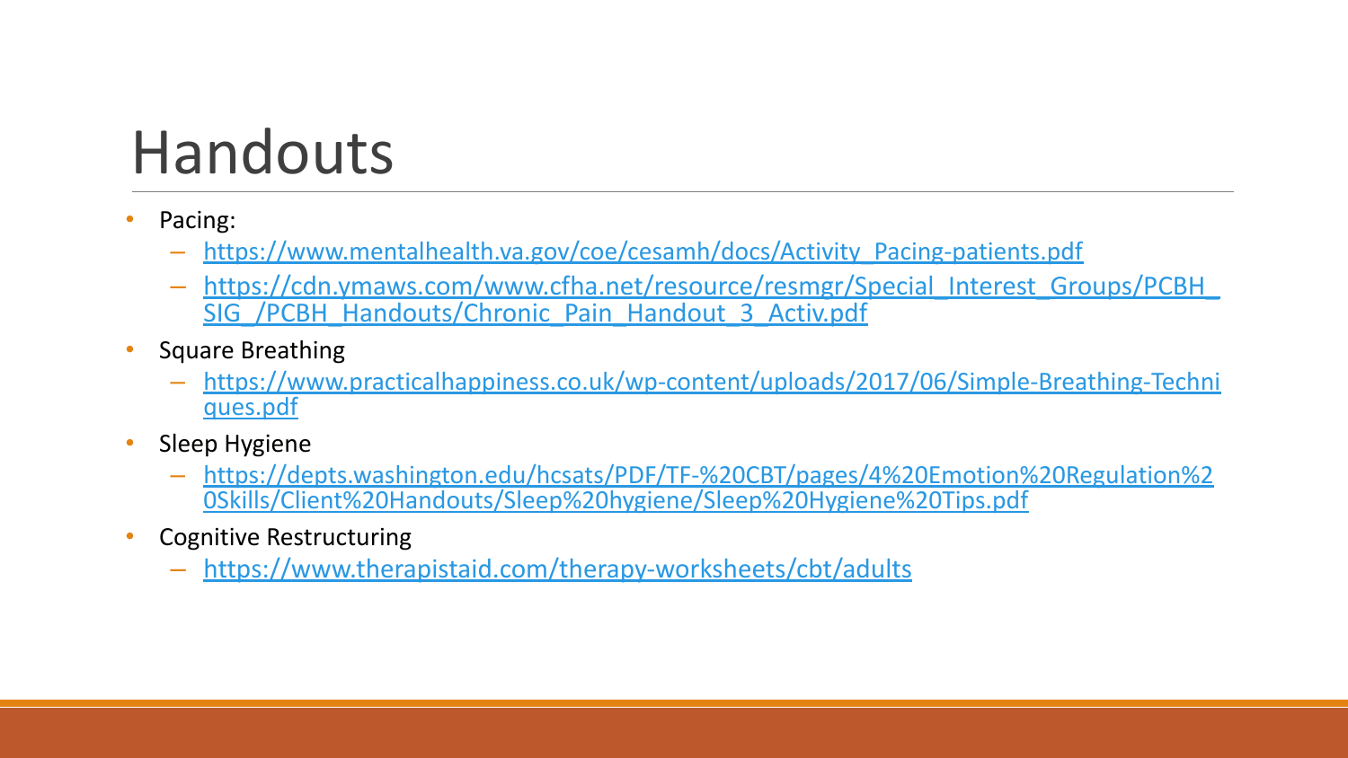# Handouts

- Pacing:
  - https://www.mentalhealth.va.gov/coe/cesamh/docs/Activity_Pacing-patients.pdf
  - https://cdn.ymaws.com/www.cfha.net/resource/resmgr/Special_Interest_Groups/PCBH_SIG_/PCBH_Handouts/Chronic_Pain_Handout_3_Activ.pdf
- Square Breathing
  - https://www.practicalhappiness.co.uk/wp-content/uploads/2017/06/Simple-Breathing-Techniques.pdf
- Sleep Hygiene
  - https://depts.washington.edu/hcsats/PDF/TF-%20CBT/pages/4%20Emotion%20Regulation%20Skills/Client%20Handouts/Sleep%20hygiene/Sleep%20Hygiene%20Tips.pdf
- Cognitive Restructuring
  - https://www.therapistaid.com/therapy-worksheets/cbt/adults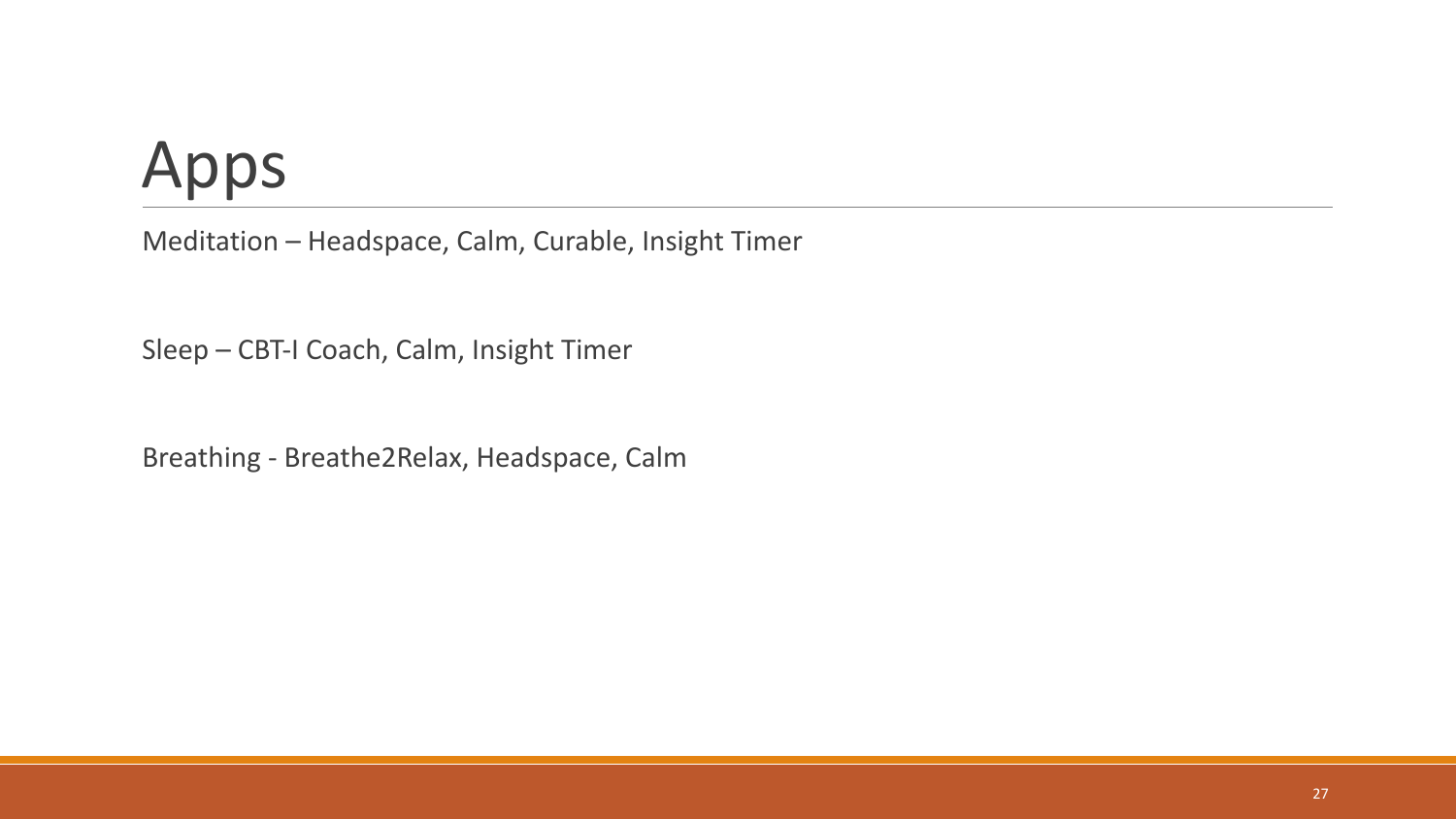# Apps

Meditation – Headspace, Calm, Curable, Insight Timer

Sleep – CBT-I Coach, Calm, Insight Timer

Breathing - Breathe2Relax, Headspace, Calm